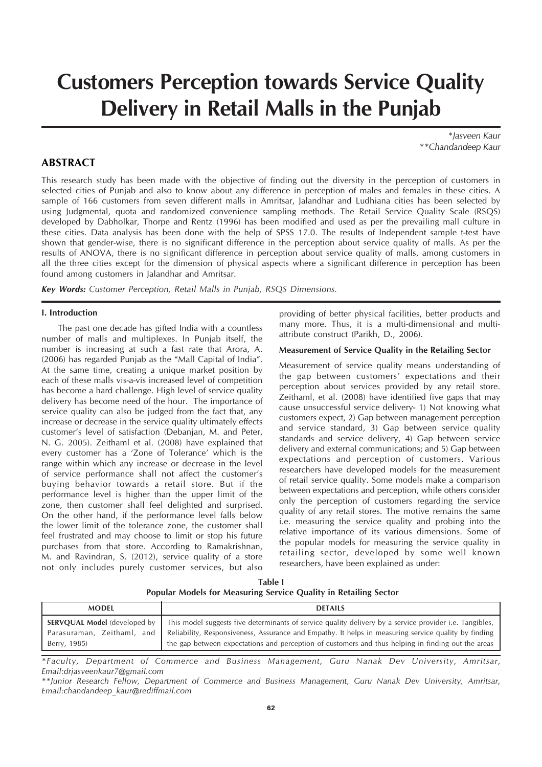# Customers Perception towards Service Quality Delivery in Retail Malls in the Punjab

*\*Jasveen Kaur*
*\*\*Chandandeep Kaur*

## ABSTRACT

This research study has been made with the objective of finding out the diversity in the perception of customers in selected cities of Punjab and also to know about any difference in perception of males and females in these cities. A sample of 166 customers from seven different malls in Amritsar, Jalandhar and Ludhiana cities has been selected by using Judgmental, quota and randomized convenience sampling methods. The Retail Service Quality Scale (RSQS) developed by Dabholkar, Thorpe and Rentz (1996) has been modified and used as per the prevailing mall culture in these cities. Data analysis has been done with the help of SPSS 17.0. The results of Independent sample t-test have shown that gender-wise, there is no significant difference in the perception about service quality of malls. As per the results of ANOVA, there is no significant difference in perception about service quality of malls, among customers in all the three cities except for the dimension of physical aspects where a significant difference in perception has been found among customers in Jalandhar and Amritsar.

***Key Words:*** *Customer Perception, Retail Malls in Punjab, RSQS Dimensions.*

### I. Introduction

The past one decade has gifted India with a countless number of malls and multiplexes. In Punjab itself, the number is increasing at such a fast rate that Arora, A. (2006) has regarded Punjab as the "Mall Capital of India". At the same time, creating a unique market position by each of these malls vis-a-vis increased level of competition has become a hard challenge. High level of service quality delivery has become need of the hour. The importance of service quality can also be judged from the fact that, any increase or decrease in the service quality ultimately effects customer's level of satisfaction (Debanjan, M. and Peter, N. G. 2005). Zeithaml et al. (2008) have explained that every customer has a 'Zone of Tolerance' which is the range within which any increase or decrease in the level of service performance shall not affect the customer's buying behavior towards a retail store. But if the performance level is higher than the upper limit of the zone, then customer shall feel delighted and surprised. On the other hand, if the performance level falls below the lower limit of the tolerance zone, the customer shall feel frustrated and may choose to limit or stop his future purchases from that store. According to Ramakrishnan, M. and Ravindran, S. (2012), service quality of a store not only includes purely customer services, but also providing of better physical facilities, better products and many more. Thus, it is a multi-dimensional and multi-attribute construct (Parikh, D., 2006).

#### Measurement of Service Quality in the Retailing Sector

Measurement of service quality means understanding of the gap between customers' expectations and their perception about services provided by any retail store. Zeithaml, et al. (2008) have identified five gaps that may cause unsuccessful service delivery- 1) Not knowing what customers expect, 2) Gap between management perception and service standard, 3) Gap between service quality standards and service delivery, 4) Gap between service delivery and external communications; and 5) Gap between expectations and perception of customers. Various researchers have developed models for the measurement of retail service quality. Some models make a comparison between expectations and perception, while others consider only the perception of customers regarding the service quality of any retail stores. The motive remains the same i.e. measuring the service quality and probing into the relative importance of its various dimensions. Some of the popular models for measuring the service quality in retailing sector, developed by some well known researchers, have been explained as under:

**Table I**
**Popular Models for Measuring Service Quality in Retailing Sector**

| MODEL | DETAILS |
|---|---|
| **SERVQUAL Model** (developed by Parasuraman, Zeithaml, and Berry, 1985) | This model suggests five determinants of service quality delivery by a service provider i.e. Tangibles, Reliability, Responsiveness, Assurance and Empathy. It helps in measuring service quality by finding the gap between expectations and perception of customers and thus helping in finding out the areas |

*\*Faculty, Department of Commerce and Business Management, Guru Nanak Dev University, Amritsar, Email:drjasveenkaur7@gmail.com*

*\*\*Junior Research Fellow, Department of Commerce and Business Management, Guru Nanak Dev University, Amritsar, Email:chandandeep_kaur@rediffmail.com*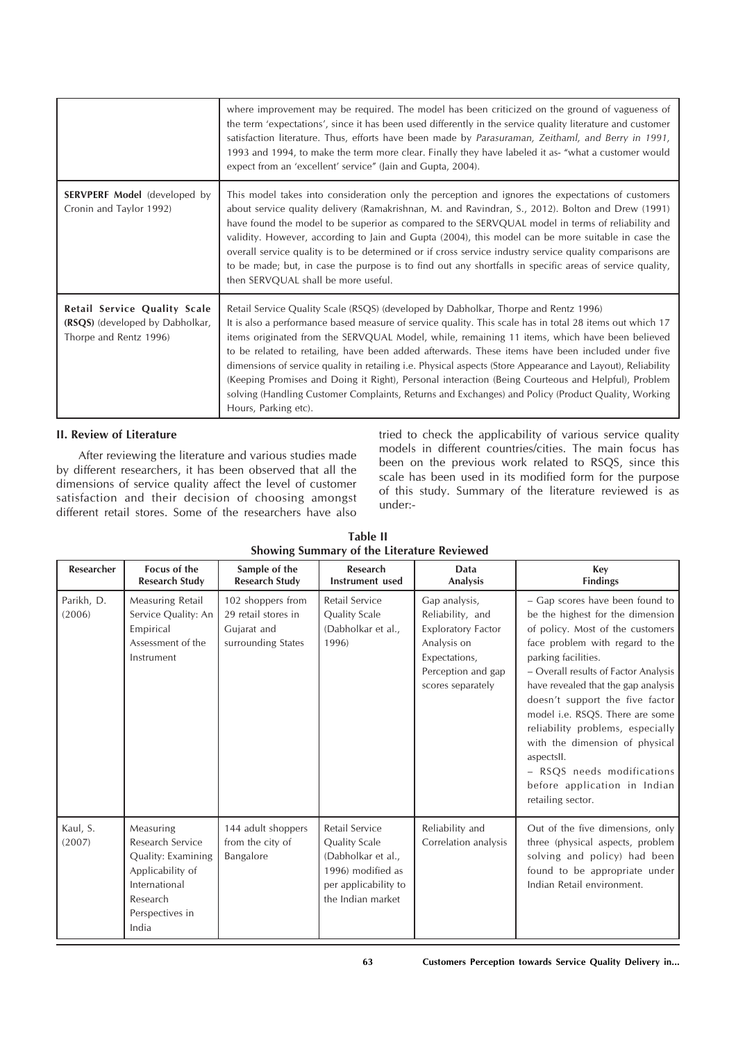| | where improvement may be required. The model has been criticized on the ground of vagueness of the term 'expectations', since it has been used differently in the service quality literature and customer satisfaction literature. Thus, efforts have been made by *Parasuraman, Zeithaml, and Berry in 1991,* 1993 and 1994, to make the term more clear. Finally they have labeled it as- "what a customer would expect from an 'excellent' service" (Jain and Gupta, 2004). |
|---|---|
| **SERVPERF Model** (developed by Cronin and Taylor 1992) | This model takes into consideration only the perception and ignores the expectations of customers about service quality delivery (Ramakrishnan, M. and Ravindran, S., 2012). Bolton and Drew (1991) have found the model to be superior as compared to the SERVQUAL model in terms of reliability and validity. However, according to Jain and Gupta (2004), this model can be more suitable in case the overall service quality is to be determined or if cross service industry service quality comparisons are to be made; but, in case the purpose is to find out any shortfalls in specific areas of service quality, then SERVQUAL shall be more useful. |
| **Retail Service Quality Scale (RSQS)** (developed by Dabholkar, Thorpe and Rentz 1996) | Retail Service Quality Scale (RSQS) (developed by Dabholkar, Thorpe and Rentz 1996) It is also a performance based measure of service quality. This scale has in total 28 items out which 17 items originated from the SERVQUAL Model, while, remaining 11 items, which have been believed to be related to retailing, have been added afterwards. These items have been included under five dimensions of service quality in retailing i.e. Physical aspects (Store Appearance and Layout), Reliability (Keeping Promises and Doing it Right), Personal interaction (Being Courteous and Helpful), Problem solving (Handling Customer Complaints, Returns and Exchanges) and Policy (Product Quality, Working Hours, Parking etc). |

## II. Review of Literature

After reviewing the literature and various studies made by different researchers, it has been observed that all the dimensions of service quality affect the level of customer satisfaction and their decision of choosing amongst different retail stores. Some of the researchers have also tried to check the applicability of various service quality models in different countries/cities. The main focus has been on the previous work related to RSQS, since this scale has been used in its modified form for the purpose of this study. Summary of the literature reviewed is as under:-

**Table II**
**Showing Summary of the Literature Reviewed**

| Researcher | Focus of the Research Study | Sample of the Research Study | Research Instrument used | Data Analysis | Key Findings |
|---|---|---|---|---|---|
| Parikh, D. (2006) | Measuring Retail Service Quality: An Empirical Assessment of the Instrument | 102 shoppers from 29 retail stores in Gujarat and surrounding States | Retail Service Quality Scale (Dabholkar et al., 1996) | Gap analysis, Reliability, and Exploratory Factor Analysis on Expectations, Perception and gap scores separately | – Gap scores have been found to be the highest for the dimension of policy. Most of the customers face problem with regard to the parking facilities. – Overall results of Factor Analysis have revealed that the gap analysis doesn't support the five factor model i.e. RSQS. There are some reliability problems, especially with the dimension of physical aspectsII. – RSQS needs modifications before application in Indian retailing sector. |
| Kaul, S. (2007) | Measuring Research Service Quality: Examining Applicability of International Research Perspectives in India | 144 adult shoppers from the city of Bangalore | Retail Service Quality Scale (Dabholkar et al., 1996) modified as per applicability to the Indian market | Reliability and Correlation analysis | Out of the five dimensions, only three (physical aspects, problem solving and policy) had been found to be appropriate under Indian Retail environment. |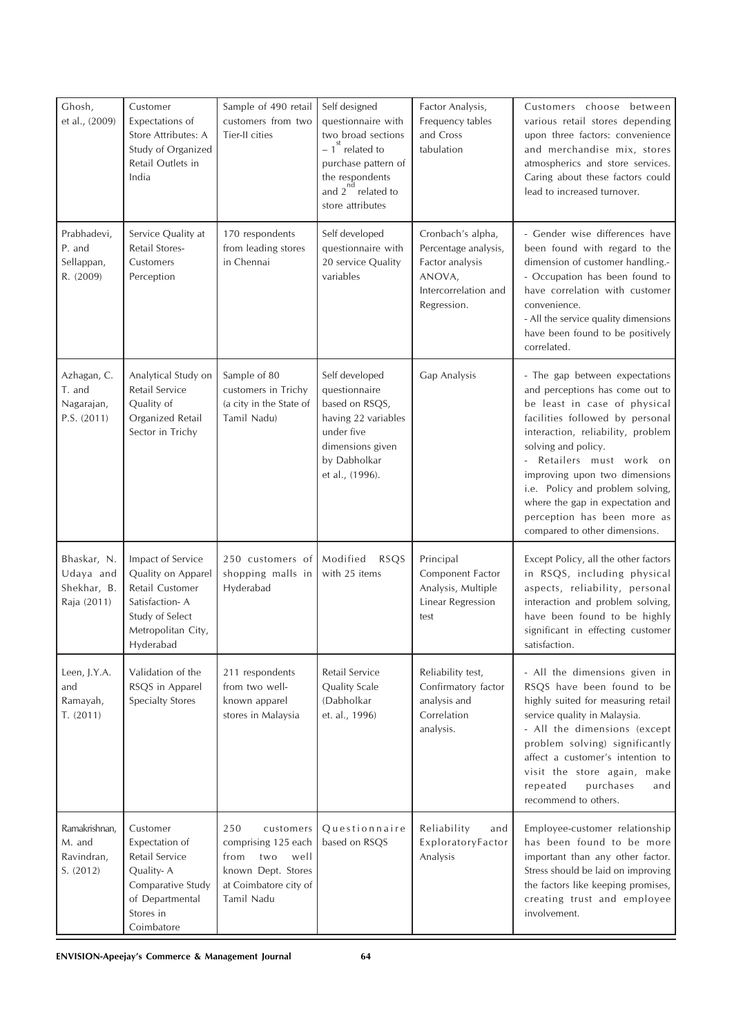| | | | | | |
|---|---|---|---|---|---|
| Ghosh, et al., (2009) | Customer Expectations of Store Attributes: A Study of Organized Retail Outlets in India | Sample of 490 retail customers from two Tier-II cities | Self designed questionnaire with two broad sections – 1st related to purchase pattern of the respondents and 2nd related to store attributes | Factor Analysis, Frequency tables and Cross tabulation | Customers choose between various retail stores depending upon three factors: convenience and merchandise mix, stores atmospherics and store services. Caring about these factors could lead to increased turnover. |
| Prabhadevi, P. and Sellappan, R. (2009) | Service Quality at Retail Stores-Customers Perception | 170 respondents from leading stores in Chennai | Self developed questionnaire with 20 service Quality variables | Cronbach's alpha, Percentage analysis, Factor analysis ANOVA, Intercorrelation and Regression. | - Gender wise differences have been found with regard to the dimension of customer handling.- - Occupation has been found to have correlation with customer convenience. - All the service quality dimensions have been found to be positively correlated. |
| Azhagan, C. T. and Nagarajan, P.S. (2011) | Analytical Study on Retail Service Quality of Organized Retail Sector in Trichy | Sample of 80 customers in Trichy (a city in the State of Tamil Nadu) | Self developed questionnaire based on RSQS, having 22 variables under five dimensions given by Dabholkar et al., (1996). | Gap Analysis | - The gap between expectations and perceptions has come out to be least in case of physical facilities followed by personal interaction, reliability, problem solving and policy. - Retailers must work on improving upon two dimensions i.e. Policy and problem solving, where the gap in expectation and perception has been more as compared to other dimensions. |
| Bhaskar, N. Udaya and Shekhar, B. Raja (2011) | Impact of Service Quality on Apparel Retail Customer Satisfaction- A Study of Select Metropolitan City, Hyderabad | 250 customers of shopping malls in Hyderabad | Modified RSQS with 25 items | Principal Component Factor Analysis, Multiple Linear Regression test | Except Policy, all the other factors in RSQS, including physical aspects, reliability, personal interaction and problem solving, have been found to be highly significant in effecting customer satisfaction. |
| Leen, J.Y.A. and Ramayah, T. (2011) | Validation of the RSQS in Apparel Specialty Stores | 211 respondents from two well-known apparel stores in Malaysia | Retail Service Quality Scale (Dabholkar et. al., 1996) | Reliability test, Confirmatory factor analysis and Correlation analysis. | - All the dimensions given in RSQS have been found to be highly suited for measuring retail service quality in Malaysia. - All the dimensions (except problem solving) significantly affect a customer's intention to visit the store again, make repeated purchases and recommend to others. |
| Ramakrishnan, M. and Ravindran, S. (2012) | Customer Expectation of Retail Service Quality- A Comparative Study of Departmental Stores in Coimbatore | 250 customers comprising 125 each from two well known Dept. Stores at Coimbatore city of Tamil Nadu | Questionnaire based on RSQS | Reliability and ExploratoryFactor Analysis | Employee-customer relationship has been found to be more important than any other factor. Stress should be laid on improving the factors like keeping promises, creating trust and employee involvement. |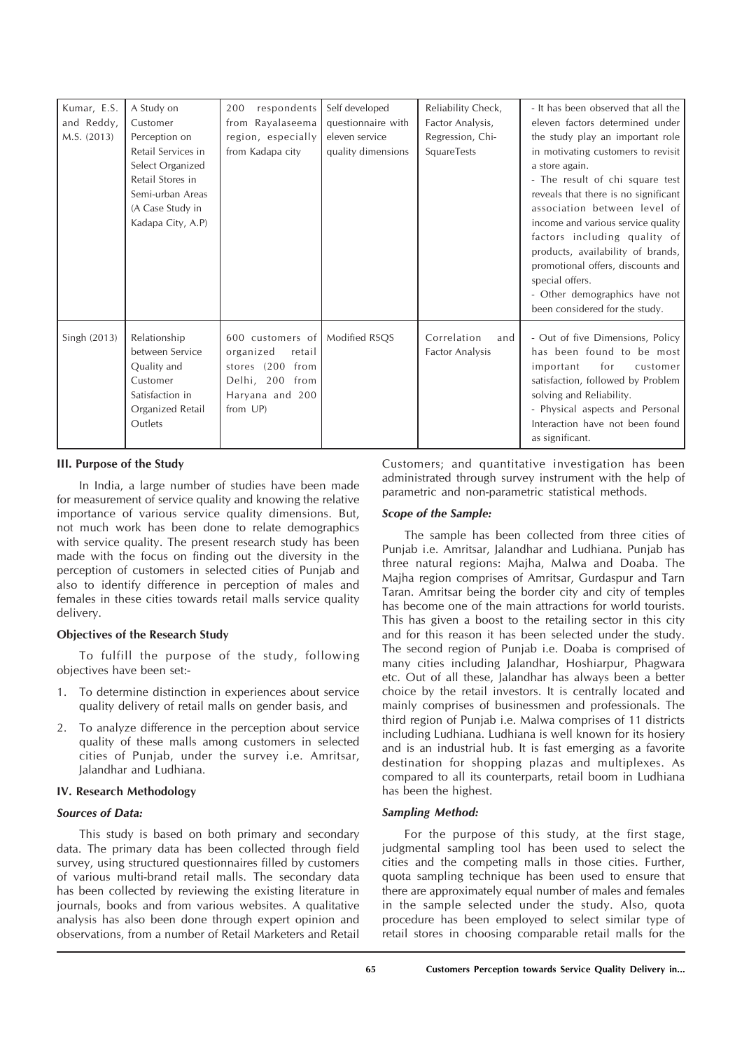| | | | | | |
|---|---|---|---|---|---|
| Kumar, E.S. and Reddy, M.S. (2013) | A Study on Customer Perception on Retail Services in Select Organized Retail Stores in Semi-urban Areas (A Case Study in Kadapa City, A.P) | 200 respondents from Rayalaseema region, especially from Kadapa city | Self developed questionnaire with eleven service quality dimensions | Reliability Check, Factor Analysis, Regression, Chi-SquareTests | - It has been observed that all the eleven factors determined under the study play an important role in motivating customers to revisit a store again.<br>- The result of chi square test reveals that there is no significant association between level of income and various service quality factors including quality of products, availability of brands, promotional offers, discounts and special offers.<br>- Other demographics have not been considered for the study. |
| Singh (2013) | Relationship between Service Quality and Customer Satisfaction in Organized Retail Outlets | 600 customers of organized retail stores (200 from Delhi, 200 from Haryana and 200 from UP) | Modified RSQS | Correlation and Factor Analysis | - Out of five Dimensions, Policy has been found to be most important for customer satisfaction, followed by Problem solving and Reliability.<br>- Physical aspects and Personal Interaction have not been found as significant. |

### III. Purpose of the Study

In India, a large number of studies have been made for measurement of service quality and knowing the relative importance of various service quality dimensions. But, not much work has been done to relate demographics with service quality. The present research study has been made with the focus on finding out the diversity in the perception of customers in selected cities of Punjab and also to identify difference in perception of males and females in these cities towards retail malls service quality delivery.

### Objectives of the Research Study

To fulfill the purpose of the study, following objectives have been set:-

1. To determine distinction in experiences about service quality delivery of retail malls on gender basis, and
2. To analyze difference in the perception about service quality of these malls among customers in selected cities of Punjab, under the survey i.e. Amritsar, Jalandhar and Ludhiana.

### IV. Research Methodology

#### *Sources of Data:*

This study is based on both primary and secondary data. The primary data has been collected through field survey, using structured questionnaires filled by customers of various multi-brand retail malls. The secondary data has been collected by reviewing the existing literature in journals, books and from various websites. A qualitative analysis has also been done through expert opinion and observations, from a number of Retail Marketers and Retail Customers; and quantitative investigation has been administrated through survey instrument with the help of parametric and non-parametric statistical methods.

#### *Scope of the Sample:*

The sample has been collected from three cities of Punjab i.e. Amritsar, Jalandhar and Ludhiana. Punjab has three natural regions: Majha, Malwa and Doaba. The Majha region comprises of Amritsar, Gurdaspur and Tarn Taran. Amritsar being the border city and city of temples has become one of the main attractions for world tourists. This has given a boost to the retailing sector in this city and for this reason it has been selected under the study. The second region of Punjab i.e. Doaba is comprised of many cities including Jalandhar, Hoshiarpur, Phagwara etc. Out of all these, Jalandhar has always been a better choice by the retail investors. It is centrally located and mainly comprises of businessmen and professionals. The third region of Punjab i.e. Malwa comprises of 11 districts including Ludhiana. Ludhiana is well known for its hosiery and is an industrial hub. It is fast emerging as a favorite destination for shopping plazas and multiplexes. As compared to all its counterparts, retail boom in Ludhiana has been the highest.

#### *Sampling Method:*

For the purpose of this study, at the first stage, judgmental sampling tool has been used to select the cities and the competing malls in those cities. Further, quota sampling technique has been used to ensure that there are approximately equal number of males and females in the sample selected under the study. Also, quota procedure has been employed to select similar type of retail stores in choosing comparable retail malls for the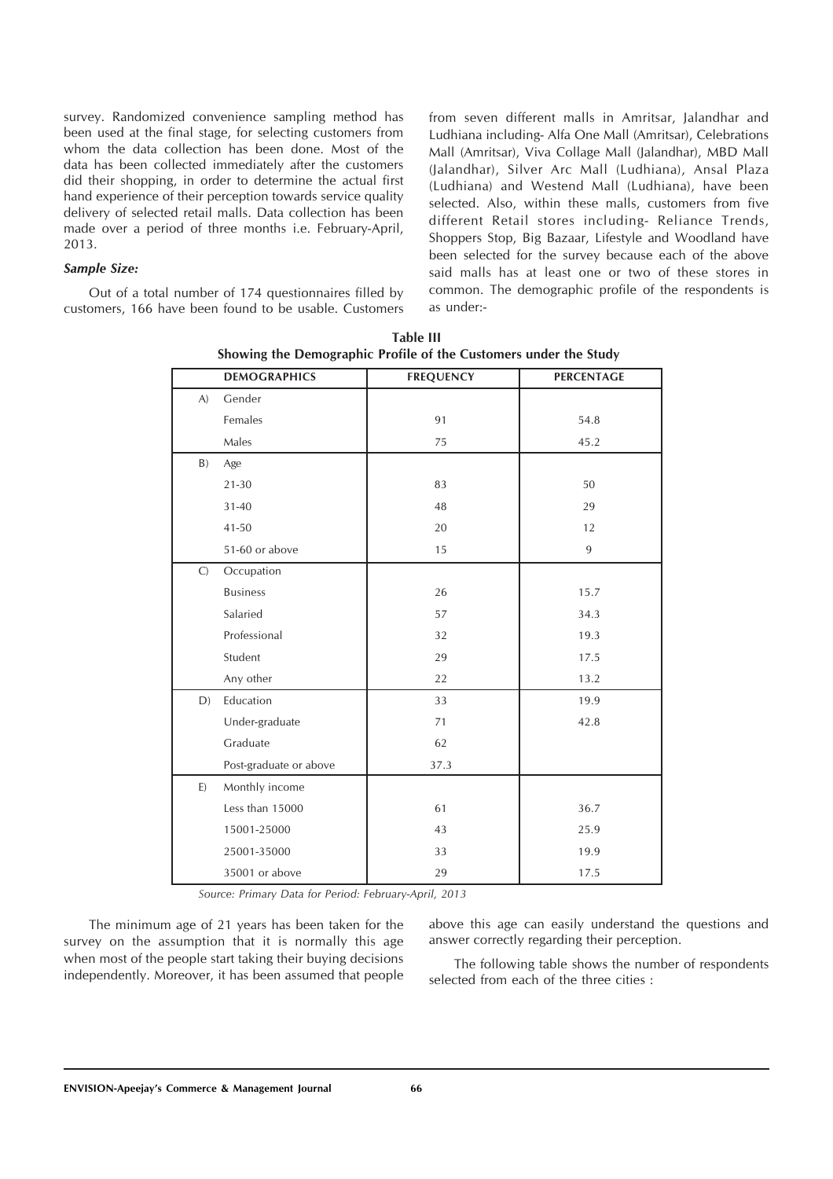survey. Randomized convenience sampling method has been used at the final stage, for selecting customers from whom the data collection has been done. Most of the data has been collected immediately after the customers did their shopping, in order to determine the actual first hand experience of their perception towards service quality delivery of selected retail malls. Data collection has been made over a period of three months i.e. February-April, 2013.

***Sample Size:***

Out of a total number of 174 questionnaires filled by customers, 166 have been found to be usable. Customers from seven different malls in Amritsar, Jalandhar and Ludhiana including- Alfa One Mall (Amritsar), Celebrations Mall (Amritsar), Viva Collage Mall (Jalandhar), MBD Mall (Jalandhar), Silver Arc Mall (Ludhiana), Ansal Plaza (Ludhiana) and Westend Mall (Ludhiana), have been selected. Also, within these malls, customers from five different Retail stores including- Reliance Trends, Shoppers Stop, Big Bazaar, Lifestyle and Woodland have been selected for the survey because each of the above said malls has at least one or two of these stores in common. The demographic profile of the respondents is as under:-

**Table III**
**Showing the Demographic Profile of the Customers under the Study**

| | DEMOGRAPHICS | FREQUENCY | PERCENTAGE |
|---|---|---|---|
| A) | Gender | | |
| | Females | 91 | 54.8 |
| | Males | 75 | 45.2 |
| B) | Age | | |
| | 21-30 | 83 | 50 |
| | 31-40 | 48 | 29 |
| | 41-50 | 20 | 12 |
| | 51-60 or above | 15 | 9 |
| C) | Occupation | | |
| | Business | 26 | 15.7 |
| | Salaried | 57 | 34.3 |
| | Professional | 32 | 19.3 |
| | Student | 29 | 17.5 |
| | Any other | 22 | 13.2 |
| D) | Education | 33 | 19.9 |
| | Under-graduate | 71 | 42.8 |
| | Graduate | 62 | |
| | Post-graduate or above | 37.3 | |
| E) | Monthly income | | |
| | Less than 15000 | 61 | 36.7 |
| | 15001-25000 | 43 | 25.9 |
| | 25001-35000 | 33 | 19.9 |
| | 35001 or above | 29 | 17.5 |

*Source: Primary Data for Period: February-April, 2013*

The minimum age of 21 years has been taken for the survey on the assumption that it is normally this age when most of the people start taking their buying decisions independently. Moreover, it has been assumed that people above this age can easily understand the questions and answer correctly regarding their perception.

The following table shows the number of respondents selected from each of the three cities :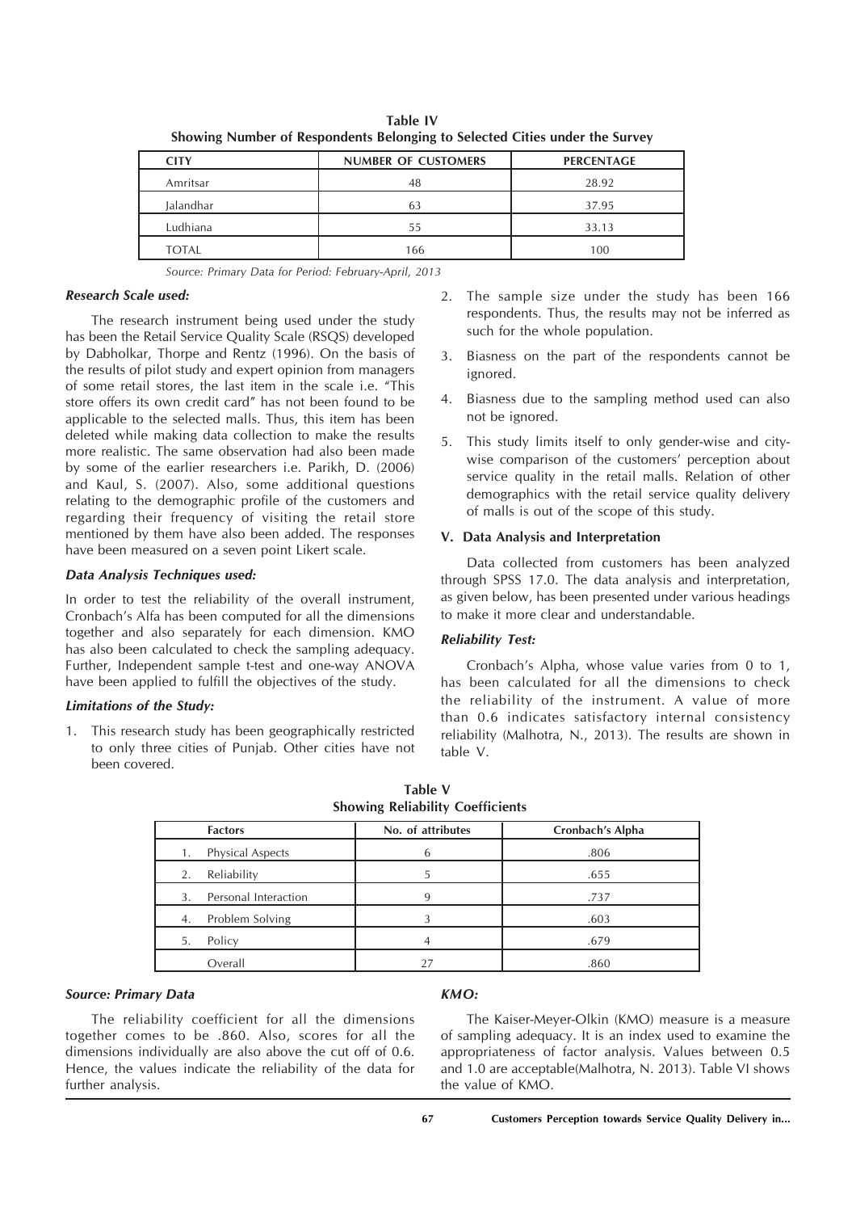**Table IV**
**Showing Number of Respondents Belonging to Selected Cities under the Survey**

| CITY | NUMBER OF CUSTOMERS | PERCENTAGE |
|---|---|---|
| Amritsar | 48 | 28.92 |
| Jalandhar | 63 | 37.95 |
| Ludhiana | 55 | 33.13 |
| TOTAL | 166 | 100 |

*Source: Primary Data for Period: February-April, 2013*

***Research Scale used:***

The research instrument being used under the study has been the Retail Service Quality Scale (RSQS) developed by Dabholkar, Thorpe and Rentz (1996). On the basis of the results of pilot study and expert opinion from managers of some retail stores, the last item in the scale i.e. "This store offers its own credit card" has not been found to be applicable to the selected malls. Thus, this item has been deleted while making data collection to make the results more realistic. The same observation had also been made by some of the earlier researchers i.e. Parikh, D. (2006) and Kaul, S. (2007). Also, some additional questions relating to the demographic profile of the customers and regarding their frequency of visiting the retail store mentioned by them have also been added. The responses have been measured on a seven point Likert scale.

***Data Analysis Techniques used:***

In order to test the reliability of the overall instrument, Cronbach's Alfa has been computed for all the dimensions together and also separately for each dimension. KMO has also been calculated to check the sampling adequacy. Further, Independent sample t-test and one-way ANOVA have been applied to fulfill the objectives of the study.

***Limitations of the Study:***

1. This research study has been geographically restricted to only three cities of Punjab. Other cities have not been covered.
2. The sample size under the study has been 166 respondents. Thus, the results may not be inferred as such for the whole population.
3. Biasness on the part of the respondents cannot be ignored.
4. Biasness due to the sampling method used can also not be ignored.
5. This study limits itself to only gender-wise and city-wise comparison of the customers' perception about service quality in the retail malls. Relation of other demographics with the retail service quality delivery of malls is out of the scope of this study.

## V. Data Analysis and Interpretation

Data collected from customers has been analyzed through SPSS 17.0. The data analysis and interpretation, as given below, has been presented under various headings to make it more clear and understandable.

***Reliability Test:***

Cronbach's Alpha, whose value varies from 0 to 1, has been calculated for all the dimensions to check the reliability of the instrument. A value of more than 0.6 indicates satisfactory internal consistency reliability (Malhotra, N., 2013). The results are shown in table V.

**Table V**
**Showing Reliability Coefficients**

| | Factors | No. of attributes | Cronbach's Alpha |
|---|---|---|---|
| 1. | Physical Aspects | 6 | .806 |
| 2. | Reliability | 5 | .655 |
| 3. | Personal Interaction | 9 | .737 |
| 4. | Problem Solving | 3 | .603 |
| 5. | Policy | 4 | .679 |
| | Overall | 27 | .860 |

***Source: Primary Data***

The reliability coefficient for all the dimensions together comes to be .860. Also, scores for all the dimensions individually are also above the cut off of 0.6. Hence, the values indicate the reliability of the data for further analysis.

***KMO:***

The Kaiser-Meyer-Olkin (KMO) measure is a measure of sampling adequacy. It is an index used to examine the appropriateness of factor analysis. Values between 0.5 and 1.0 are acceptable(Malhotra, N. 2013). Table VI shows the value of KMO.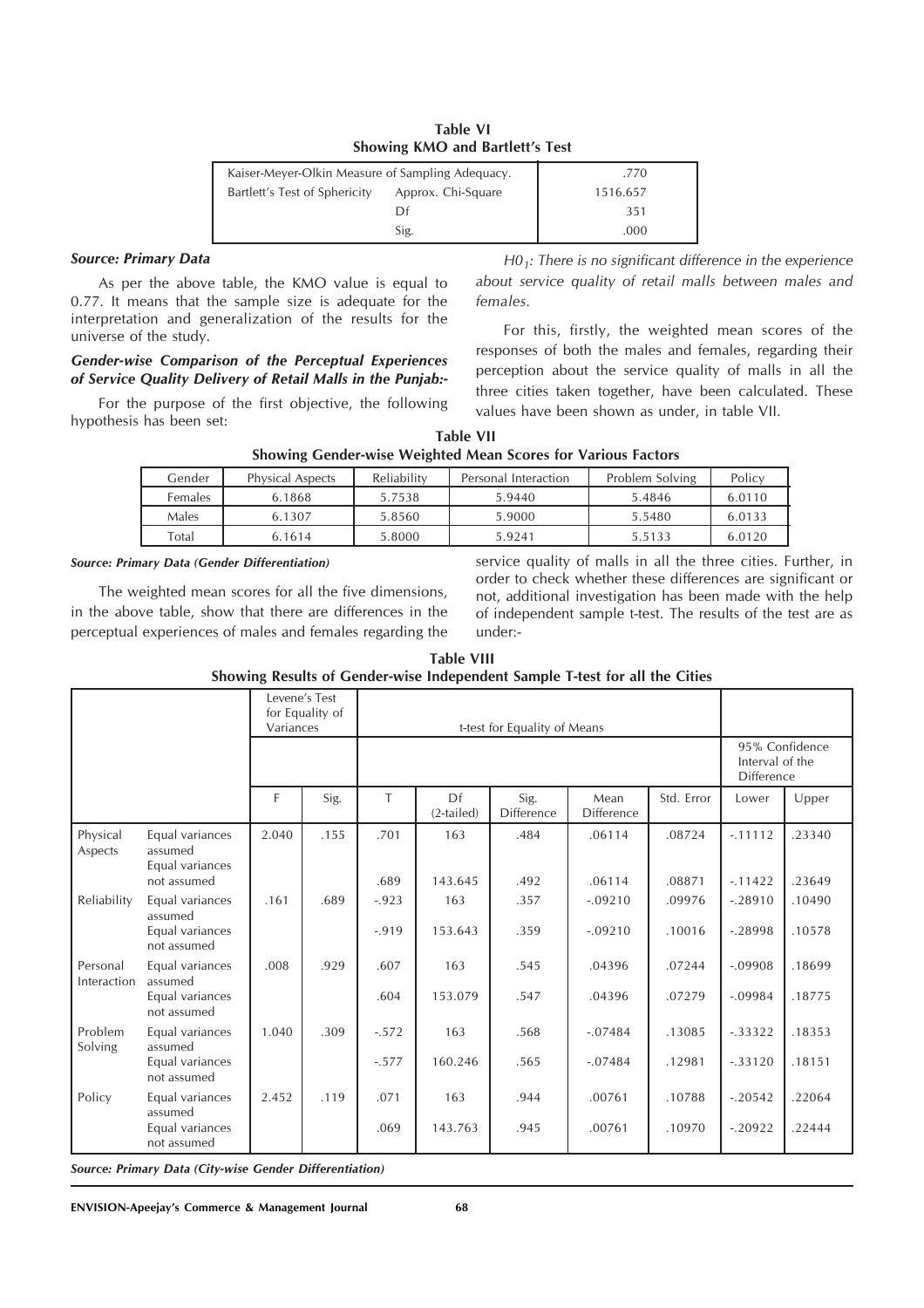**Table VI**
**Showing KMO and Bartlett's Test**

| Kaiser-Meyer-Olkin Measure of Sampling Adequacy. | | .770 |
|---|---|---|
| Bartlett's Test of Sphericity | Approx. Chi-Square | 1516.657 |
| | Df | 351 |
| | Sig. | .000 |

***Source: Primary Data***

As per the above table, the KMO value is equal to 0.77. It means that the sample size is adequate for the interpretation and generalization of the results for the universe of the study.

***Gender-wise Comparison of the Perceptual Experiences of Service Quality Delivery of Retail Malls in the Punjab:-***

For the purpose of the first objective, the following hypothesis has been set:

*$H0_1$: There is no significant difference in the experience about service quality of retail malls between males and females.*

For this, firstly, the weighted mean scores of the responses of both the males and females, regarding their perception about the service quality of malls in all the three cities taken together, have been calculated. These values have been shown as under, in table VII.

**Table VII**
**Showing Gender-wise Weighted Mean Scores for Various Factors**

| Gender | Physical Aspects | Reliability | Personal Interaction | Problem Solving | Policy |
|---|---|---|---|---|---|
| Females | 6.1868 | 5.7538 | 5.9440 | 5.4846 | 6.0110 |
| Males | 6.1307 | 5.8560 | 5.9000 | 5.5480 | 6.0133 |
| Total | 6.1614 | 5.8000 | 5.9241 | 5.5133 | 6.0120 |

***Source: Primary Data (Gender Differentiation)***

The weighted mean scores for all the five dimensions, in the above table, show that there are differences in the perceptual experiences of males and females regarding the service quality of malls in all the three cities. Further, in order to check whether these differences are significant or not, additional investigation has been made with the help of independent sample t-test. The results of the test are as under:-

**Table VIII**
**Showing Results of Gender-wise Independent Sample T-test for all the Cities**

| | | Levene's Test for Equality of Variances | | t-test for Equality of Means | | | | | | |
|---|---|---|---|---|---|---|---|---|---|---|
| | | | | | | | | | 95% Confidence Interval of the Difference | |
| | | F | Sig. | T | Df (2-tailed) | Sig. Difference | Mean Difference | Std. Error | Lower | Upper |
| Physical Aspects | Equal variances assumed | 2.040 | .155 | .701 | 163 | .484 | .06114 | .08724 | -.11112 | .23340 |
| | Equal variances not assumed | | | .689 | 143.645 | .492 | .06114 | .08871 | -.11422 | .23649 |
| Reliability | Equal variances assumed | .161 | .689 | -.923 | 163 | .357 | -.09210 | .09976 | -.28910 | .10490 |
| | Equal variances not assumed | | | -.919 | 153.643 | .359 | -.09210 | .10016 | -.28998 | .10578 |
| Personal Interaction | Equal variances assumed | .008 | .929 | .607 | 163 | .545 | .04396 | .07244 | -.09908 | .18699 |
| | Equal variances not assumed | | | .604 | 153.079 | .547 | .04396 | .07279 | -.09984 | .18775 |
| Problem Solving | Equal variances assumed | 1.040 | .309 | -.572 | 163 | .568 | -.07484 | .13085 | -.33322 | .18353 |
| | Equal variances not assumed | | | -.577 | 160.246 | .565 | -.07484 | .12981 | -.33120 | .18151 |
| Policy | Equal variances assumed | 2.452 | .119 | .071 | 163 | .944 | .00761 | .10788 | -.20542 | .22064 |
| | Equal variances not assumed | | | .069 | 143.763 | .945 | .00761 | .10970 | -.20922 | .22444 |

***Source: Primary Data (City-wise Gender Differentiation)***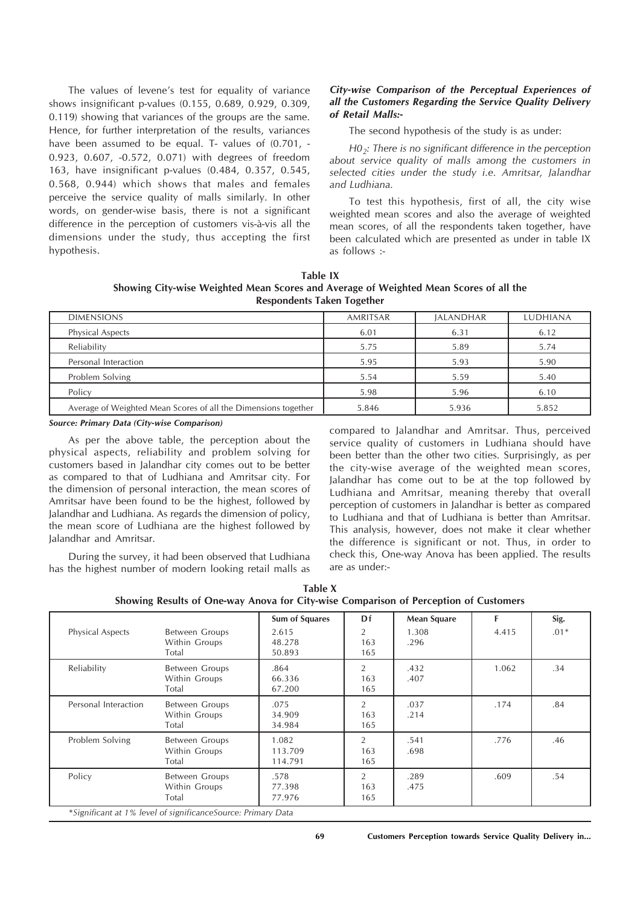The values of levene's test for equality of variance shows insignificant p-values (0.155, 0.689, 0.929, 0.309, 0.119) showing that variances of the groups are the same. Hence, for further interpretation of the results, variances have been assumed to be equal. T- values of (0.701, -0.923, 0.607, -0.572, 0.071) with degrees of freedom 163, have insignificant p-values (0.484, 0.357, 0.545, 0.568, 0.944) which shows that males and females perceive the service quality of malls similarly. In other words, on gender-wise basis, there is not a significant difference in the perception of customers vis-à-vis all the dimensions under the study, thus accepting the first hypothesis.

***City-wise Comparison of the Perceptual Experiences of all the Customers Regarding the Service Quality Delivery of Retail Malls:-***

The second hypothesis of the study is as under:

*$H0_2$: There is no significant difference in the perception about service quality of malls among the customers in selected cities under the study i.e. Amritsar, Jalandhar and Ludhiana.*

To test this hypothesis, first of all, the city wise weighted mean scores and also the average of weighted mean scores, of all the respondents taken together, have been calculated which are presented as under in table IX as follows :-

**Table IX**
**Showing City-wise Weighted Mean Scores and Average of Weighted Mean Scores of all the Respondents Taken Together**

| DIMENSIONS | AMRITSAR | JALANDHAR | LUDHIANA |
|---|---|---|---|
| Physical Aspects | 6.01 | 6.31 | 6.12 |
| Reliability | 5.75 | 5.89 | 5.74 |
| Personal Interaction | 5.95 | 5.93 | 5.90 |
| Problem Solving | 5.54 | 5.59 | 5.40 |
| Policy | 5.98 | 5.96 | 6.10 |
| Average of Weighted Mean Scores of all the Dimensions together | 5.846 | 5.936 | 5.852 |

***Source: Primary Data (City-wise Comparison)***

As per the above table, the perception about the physical aspects, reliability and problem solving for customers based in Jalandhar city comes out to be better as compared to that of Ludhiana and Amritsar city. For the dimension of personal interaction, the mean scores of Amritsar have been found to be the highest, followed by Jalandhar and Ludhiana. As regards the dimension of policy, the mean score of Ludhiana are the highest followed by Jalandhar and Amritsar.

During the survey, it had been observed that Ludhiana has the highest number of modern looking retail malls as compared to Jalandhar and Amritsar. Thus, perceived service quality of customers in Ludhiana should have been better than the other two cities. Surprisingly, as per the city-wise average of the weighted mean scores, Jalandhar has come out to be at the top followed by Ludhiana and Amritsar, meaning thereby that overall perception of customers in Jalandhar is better as compared to Ludhiana and that of Ludhiana is better than Amritsar. This analysis, however, does not make it clear whether the difference is significant or not. Thus, in order to check this, One-way Anova has been applied. The results are as under:-

**Table X**
**Showing Results of One-way Anova for City-wise Comparison of Perception of Customers**

| | | Sum of Squares | Df | Mean Square | F | Sig. |
|---|---|---|---|---|---|---|
| Physical Aspects | Between Groups | 2.615 | 2 | 1.308 | 4.415 | .01* |
| | Within Groups | 48.278 | 163 | .296 | | |
| | Total | 50.893 | 165 | | | |
| Reliability | Between Groups | .864 | 2 | .432 | 1.062 | .34 |
| | Within Groups | 66.336 | 163 | .407 | | |
| | Total | 67.200 | 165 | | | |
| Personal Interaction | Between Groups | .075 | 2 | .037 | .174 | .84 |
| | Within Groups | 34.909 | 163 | .214 | | |
| | Total | 34.984 | 165 | | | |
| Problem Solving | Between Groups | 1.082 | 2 | .541 | .776 | .46 |
| | Within Groups | 113.709 | 163 | .698 | | |
| | Total | 114.791 | 165 | | | |
| Policy | Between Groups | .578 | 2 | .289 | .609 | .54 |
| | Within Groups | 77.398 | 163 | .475 | | |
| | Total | 77.976 | 165 | | | |

*\*Significant at 1% level of significanceSource: Primary Data*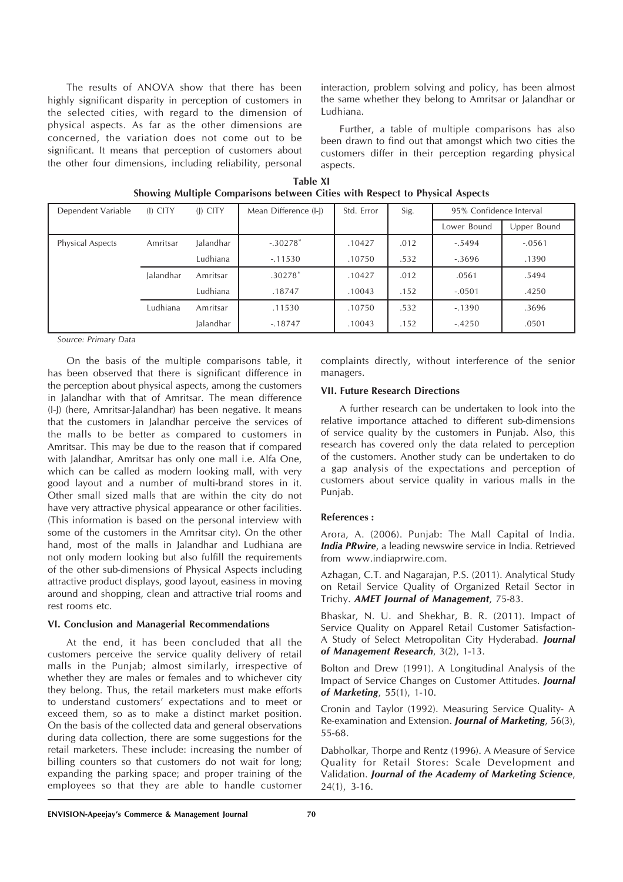The results of ANOVA show that there has been highly significant disparity in perception of customers in the selected cities, with regard to the dimension of physical aspects. As far as the other dimensions are concerned, the variation does not come out to be significant. It means that perception of customers about the other four dimensions, including reliability, personal interaction, problem solving and policy, has been almost the same whether they belong to Amritsar or Jalandhar or Ludhiana.

Further, a table of multiple comparisons has also been drawn to find out that amongst which two cities the customers differ in their perception regarding physical aspects.

**Table XI**
**Showing Multiple Comparisons between Cities with Respect to Physical Aspects**

| Dependent Variable | (I) CITY | (J) CITY | Mean Difference (I-J) | Std. Error | Sig. | 95% Confidence Interval | |
|---|---|---|---|---|---|---|---|
| | | | | | | Lower Bound | Upper Bound |
| Physical Aspects | Amritsar | Jalandhar | -.30278* | .10427 | .012 | -.5494 | -.0561 |
| | | Ludhiana | -.11530 | .10750 | .532 | -.3696 | .1390 |
| | Jalandhar | Amritsar | .30278* | .10427 | .012 | .0561 | .5494 |
| | | Ludhiana | .18747 | .10043 | .152 | -.0501 | .4250 |
| | Ludhiana | Amritsar | .11530 | .10750 | .532 | -.1390 | .3696 |
| | | Jalandhar | -.18747 | .10043 | .152 | -.4250 | .0501 |

*Source: Primary Data*

On the basis of the multiple comparisons table, it has been observed that there is significant difference in the perception about physical aspects, among the customers in Jalandhar with that of Amritsar. The mean difference (I-J) (here, Amritsar-Jalandhar) has been negative. It means that the customers in Jalandhar perceive the services of the malls to be better as compared to customers in Amritsar. This may be due to the reason that if compared with Jalandhar, Amritsar has only one mall i.e. Alfa One, which can be called as modern looking mall, with very good layout and a number of multi-brand stores in it. Other small sized malls that are within the city do not have very attractive physical appearance or other facilities. (This information is based on the personal interview with some of the customers in the Amritsar city). On the other hand, most of the malls in Jalandhar and Ludhiana are not only modern looking but also fulfill the requirements of the other sub-dimensions of Physical Aspects including attractive product displays, good layout, easiness in moving around and shopping, clean and attractive trial rooms and rest rooms etc.

### VI. Conclusion and Managerial Recommendations

At the end, it has been concluded that all the customers perceive the service quality delivery of retail malls in the Punjab; almost similarly, irrespective of whether they are males or females and to whichever city they belong. Thus, the retail marketers must make efforts to understand customers' expectations and to meet or exceed them, so as to make a distinct market position. On the basis of the collected data and general observations during data collection, there are some suggestions for the retail marketers. These include: increasing the number of billing counters so that customers do not wait for long; expanding the parking space; and proper training of the employees so that they are able to handle customer complaints directly, without interference of the senior managers.

### VII. Future Research Directions

A further research can be undertaken to look into the relative importance attached to different sub-dimensions of service quality by the customers in Punjab. Also, this research has covered only the data related to perception of the customers. Another study can be undertaken to do a gap analysis of the expectations and perception of customers about service quality in various malls in the Punjab.

### References :

Arora, A. (2006). Punjab: The Mall Capital of India. ***India PRwire***, a leading newswire service in India. Retrieved from www.indiaprwire.com.

Azhagan, C.T. and Nagarajan, P.S. (2011). Analytical Study on Retail Service Quality of Organized Retail Sector in Trichy. ***AMET Journal of Management***, 75-83.

Bhaskar, N. U. and Shekhar, B. R. (2011). Impact of Service Quality on Apparel Retail Customer Satisfaction- A Study of Select Metropolitan City Hyderabad. ***Journal of Management Research***, 3(2), 1-13.

Bolton and Drew (1991). A Longitudinal Analysis of the Impact of Service Changes on Customer Attitudes. ***Journal of Marketing***, 55(1), 1-10.

Cronin and Taylor (1992). Measuring Service Quality- A Re-examination and Extension. ***Journal of Marketing***, 56(3), 55-68.

Dabholkar, Thorpe and Rentz (1996). A Measure of Service Quality for Retail Stores: Scale Development and Validation. ***Journal of the Academy of Marketing Science***, 24(1), 3-16.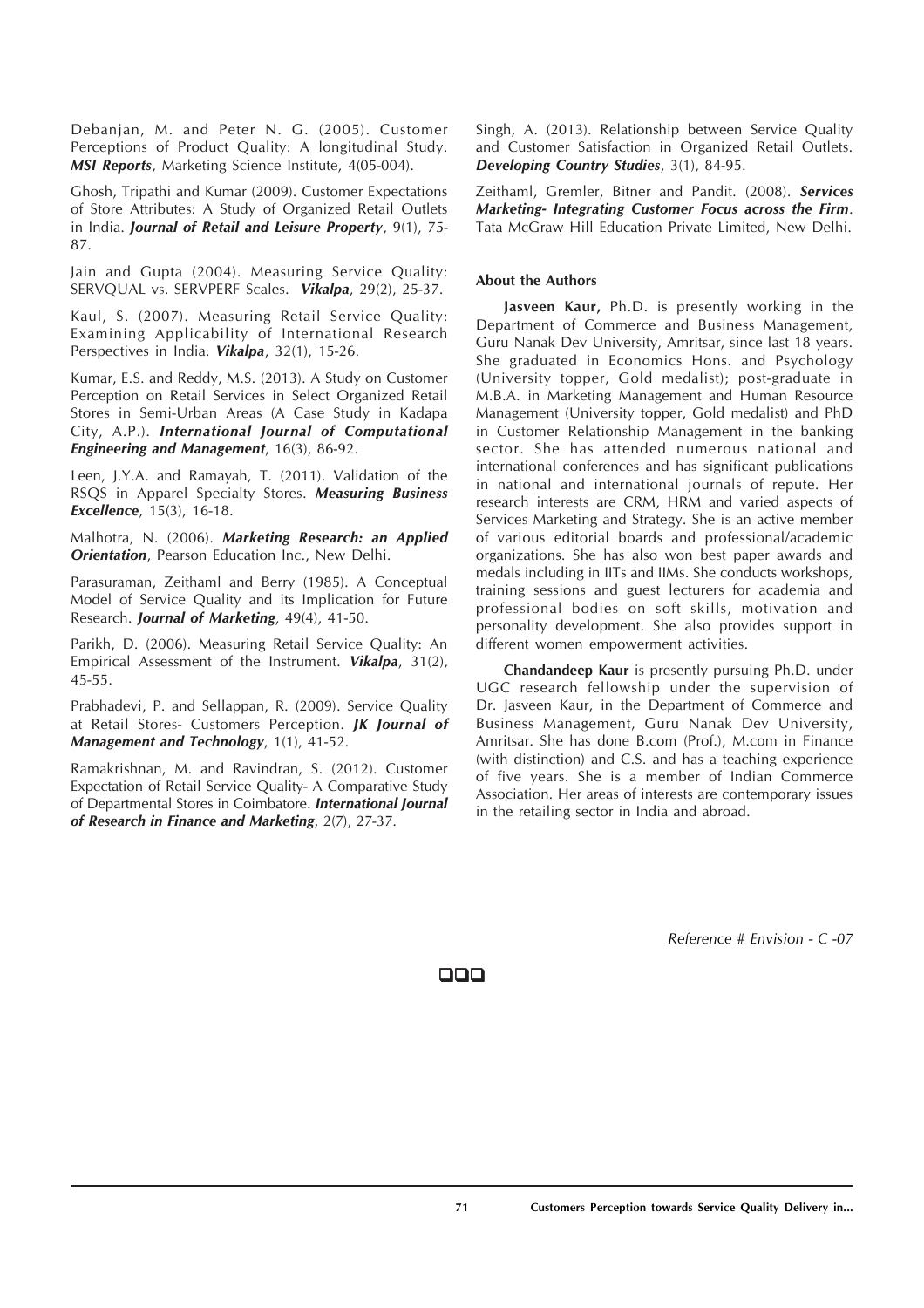Debanjan, M. and Peter N. G. (2005). Customer Perceptions of Product Quality: A longitudinal Study. ***MSI Reports***, Marketing Science Institute, 4(05-004).

Ghosh, Tripathi and Kumar (2009). Customer Expectations of Store Attributes: A Study of Organized Retail Outlets in India. ***Journal of Retail and Leisure Property***, 9(1), 75-87.

Jain and Gupta (2004). Measuring Service Quality: SERVQUAL vs. SERVPERF Scales. ***Vikalpa***, 29(2), 25-37.

Kaul, S. (2007). Measuring Retail Service Quality: Examining Applicability of International Research Perspectives in India. ***Vikalpa***, 32(1), 15-26.

Kumar, E.S. and Reddy, M.S. (2013). A Study on Customer Perception on Retail Services in Select Organized Retail Stores in Semi-Urban Areas (A Case Study in Kadapa City, A.P.). ***International Journal of Computational Engineering and Management***, 16(3), 86-92.

Leen, J.Y.A. and Ramayah, T. (2011). Validation of the RSQS in Apparel Specialty Stores. ***Measuring Business Excellence***, 15(3), 16-18.

Malhotra, N. (2006). ***Marketing Research: an Applied Orientation***, Pearson Education Inc., New Delhi.

Parasuraman, Zeithaml and Berry (1985). A Conceptual Model of Service Quality and its Implication for Future Research. ***Journal of Marketing***, 49(4), 41-50.

Parikh, D. (2006). Measuring Retail Service Quality: An Empirical Assessment of the Instrument. ***Vikalpa***, 31(2), 45-55.

Prabhadevi, P. and Sellappan, R. (2009). Service Quality at Retail Stores- Customers Perception. ***JK Journal of Management and Technology***, 1(1), 41-52.

Ramakrishnan, M. and Ravindran, S. (2012). Customer Expectation of Retail Service Quality- A Comparative Study of Departmental Stores in Coimbatore. ***International Journal of Research in Finance and Marketing***, 2(7), 27-37.

Singh, A. (2013). Relationship between Service Quality and Customer Satisfaction in Organized Retail Outlets. ***Developing Country Studies***, 3(1), 84-95.

Zeithaml, Gremler, Bitner and Pandit. (2008). ***Services Marketing- Integrating Customer Focus across the Firm***. Tata McGraw Hill Education Private Limited, New Delhi.

#### About the Authors

**Jasveen Kaur,** Ph.D. is presently working in the Department of Commerce and Business Management, Guru Nanak Dev University, Amritsar, since last 18 years. She graduated in Economics Hons. and Psychology (University topper, Gold medalist); post-graduate in M.B.A. in Marketing Management and Human Resource Management (University topper, Gold medalist) and PhD in Customer Relationship Management in the banking sector. She has attended numerous national and international conferences and has significant publications in national and international journals of repute. Her research interests are CRM, HRM and varied aspects of Services Marketing and Strategy. She is an active member of various editorial boards and professional/academic organizations. She has also won best paper awards and medals including in IITs and IIMs. She conducts workshops, training sessions and guest lecturers for academia and professional bodies on soft skills, motivation and personality development. She also provides support in different women empowerment activities.

**Chandandeep Kaur** is presently pursuing Ph.D. under UGC research fellowship under the supervision of Dr. Jasveen Kaur, in the Department of Commerce and Business Management, Guru Nanak Dev University, Amritsar. She has done B.com (Prof.), M.com in Finance (with distinction) and C.S. and has a teaching experience of five years. She is a member of Indian Commerce Association. Her areas of interests are contemporary issues in the retailing sector in India and abroad.

*Reference # Envision - C -07*